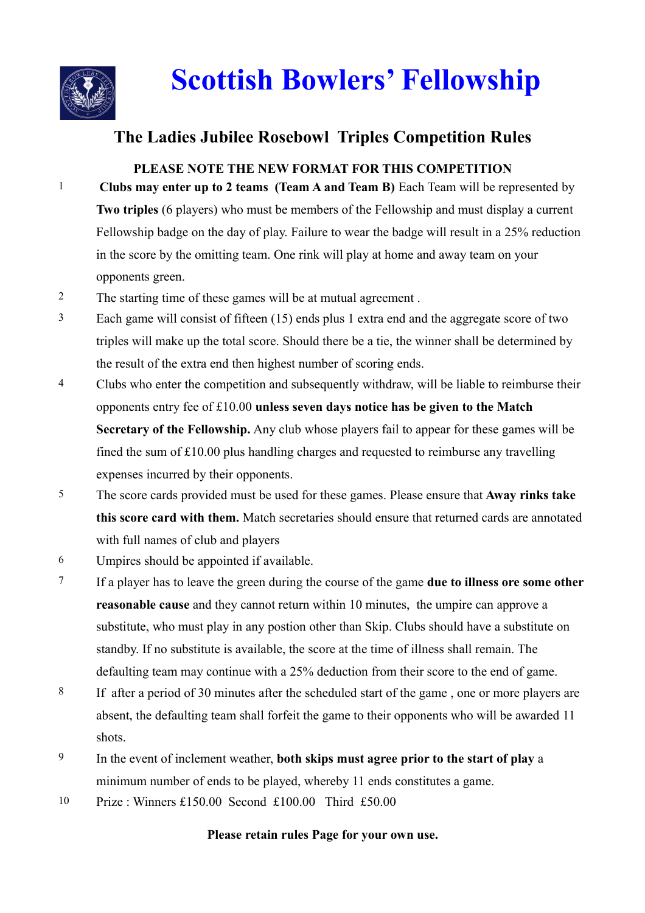# Scottish Bowlers' Fellowship

## The Ladies Jubilee Rosebowl Triples Competition Rules

**PLEASE NOTE THE NEW FORMAT FOR THIS COMPETITION**

1. **Clubs may enter up to 2 teams (Team A and Team B)** Each Team will be represented by **Two triples** (6 players) who must be members of the Fellowship and must display a current Fellowship badge on the day of play. Failure to wear the badge will result in a 25% reduction in the score by the omitting team. One rink will play at home and away team on your opponents green.
2. The starting time of these games will be at mutual agreement .
3. Each game will consist of fifteen (15) ends plus 1 extra end and the aggregate score of two triples will make up the total score. Should there be a tie, the winner shall be determined by the result of the extra end then highest number of scoring ends.
4. Clubs who enter the competition and subsequently withdraw, will be liable to reimburse their opponents entry fee of £10.00 **unless seven days notice has be given to the Match Secretary of the Fellowship.** Any club whose players fail to appear for these games will be fined the sum of £10.00 plus handling charges and requested to reimburse any travelling expenses incurred by their opponents.
5. The score cards provided must be used for these games. Please ensure that **Away rinks take this score card with them.** Match secretaries should ensure that returned cards are annotated with full names of club and players
6. Umpires should be appointed if available.
7. If a player has to leave the green during the course of the game **due to illness ore some other reasonable cause** and they cannot return within 10 minutes, the umpire can approve a substitute, who must play in any postion other than Skip. Clubs should have a substitute on standby. If no substitute is available, the score at the time of illness shall remain. The defaulting team may continue with a 25% deduction from their score to the end of game.
8. If after a period of 30 minutes after the scheduled start of the game , one or more players are absent, the defaulting team shall forfeit the game to their opponents who will be awarded 11 shots.
9. In the event of inclement weather, **both skips must agree prior to the start of play** a minimum number of ends to be played, whereby 11 ends constitutes a game.
10. Prize : Winners £150.00 Second £100.00 Third £50.00

**Please retain rules Page for your own use.**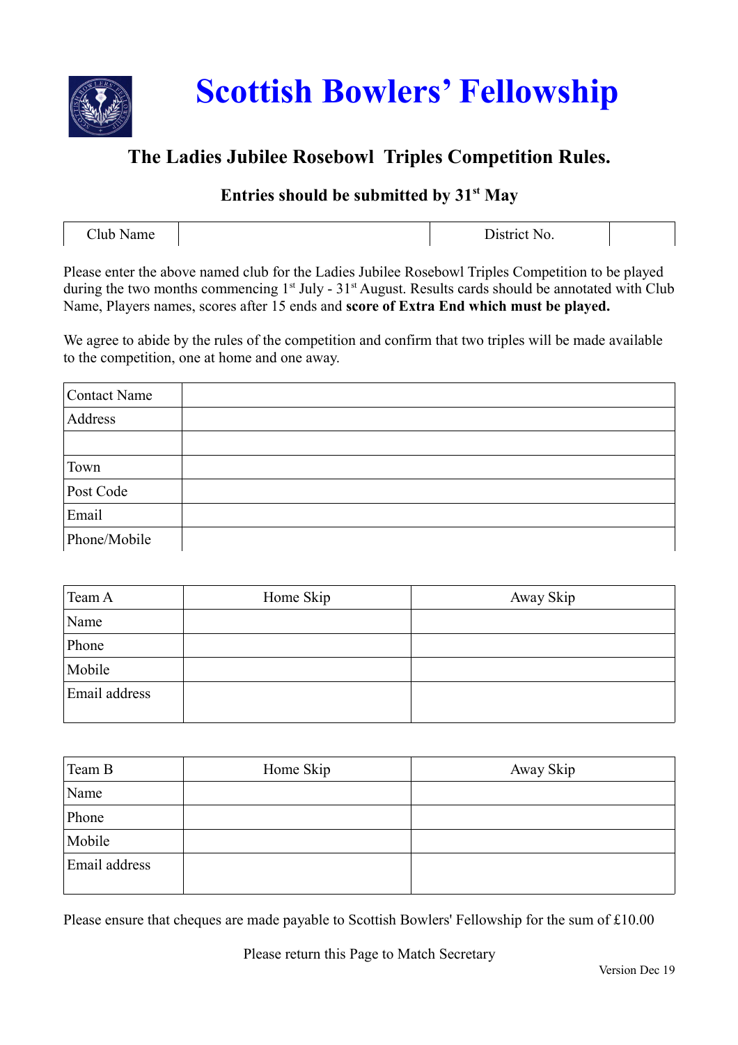# Scottish Bowlers' Fellowship

## The Ladies Jubilee Rosebowl Triples Competition Rules.

### Entries should be submitted by 31st May

| Club Name | | District No. | |
|---|---|---|---|

Please enter the above named club for the Ladies Jubilee Rosebowl Triples Competition to be played during the two months commencing 1st July - 31st August. Results cards should be annotated with Club Name, Players names, scores after 15 ends and **score of Extra End which must be played.**

We agree to abide by the rules of the competition and confirm that two triples will be made available to the competition, one at home and one away.

| | |
|---|---|
| Contact Name | |
| Address | |
| | |
| Town | |
| Post Code | |
| Email | |
| Phone/Mobile | |

| Team A | Home Skip | Away Skip |
|---|---|---|
| Name | | |
| Phone | | |
| Mobile | | |
| Email address | | |

| Team B | Home Skip | Away Skip |
|---|---|---|
| Name | | |
| Phone | | |
| Mobile | | |
| Email address | | |

Please ensure that cheques are made payable to Scottish Bowlers' Fellowship for the sum of £10.00

Please return this Page to Match Secretary

Version Dec 19